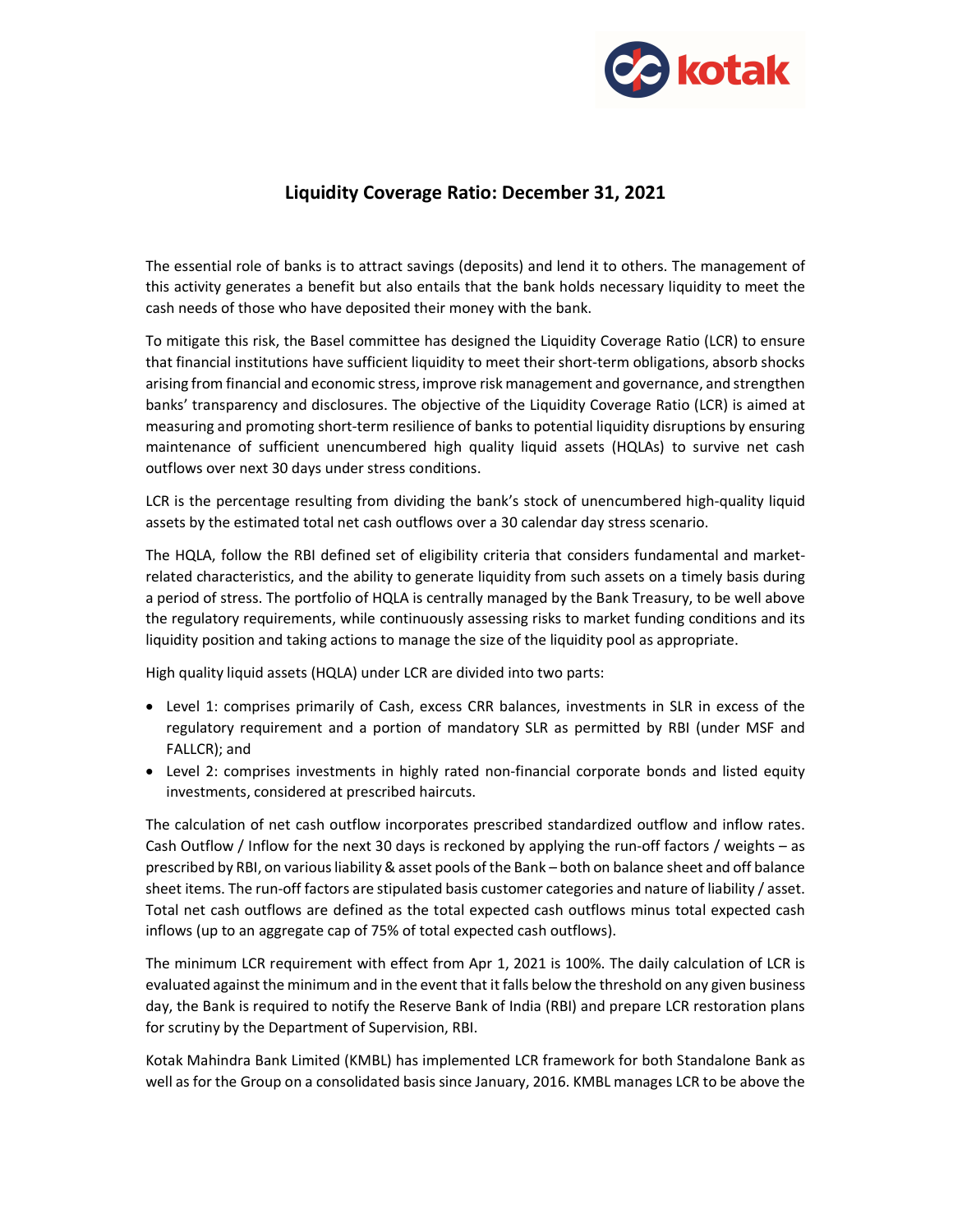# Liquidity Coverage Ratio: December 31, 2021

The essential role of banks is to attract savings (deposits) and lend it to others. The management of this activity generates a benefit but also entails that the bank holds necessary liquidity to meet the cash needs of those who have deposited their money with the bank.

To mitigate this risk, the Basel committee has designed the Liquidity Coverage Ratio (LCR) to ensure that financial institutions have sufficient liquidity to meet their short-term obligations, absorb shocks arising from financial and economic stress, improve risk management and governance, and strengthen banks' transparency and disclosures. The objective of the Liquidity Coverage Ratio (LCR) is aimed at measuring and promoting short-term resilience of banks to potential liquidity disruptions by ensuring maintenance of sufficient unencumbered high quality liquid assets (HQLAs) to survive net cash outflows over next 30 days under stress conditions.

LCR is the percentage resulting from dividing the bank's stock of unencumbered high-quality liquid assets by the estimated total net cash outflows over a 30 calendar day stress scenario.

The HQLA, follow the RBI defined set of eligibility criteria that considers fundamental and market-related characteristics, and the ability to generate liquidity from such assets on a timely basis during a period of stress. The portfolio of HQLA is centrally managed by the Bank Treasury, to be well above the regulatory requirements, while continuously assessing risks to market funding conditions and its liquidity position and taking actions to manage the size of the liquidity pool as appropriate.

High quality liquid assets (HQLA) under LCR are divided into two parts:

- Level 1: comprises primarily of Cash, excess CRR balances, investments in SLR in excess of the regulatory requirement and a portion of mandatory SLR as permitted by RBI (under MSF and FALLCR); and
- Level 2: comprises investments in highly rated non-financial corporate bonds and listed equity investments, considered at prescribed haircuts.

The calculation of net cash outflow incorporates prescribed standardized outflow and inflow rates. Cash Outflow / Inflow for the next 30 days is reckoned by applying the run-off factors / weights – as prescribed by RBI, on various liability & asset pools of the Bank – both on balance sheet and off balance sheet items. The run-off factors are stipulated basis customer categories and nature of liability / asset. Total net cash outflows are defined as the total expected cash outflows minus total expected cash inflows (up to an aggregate cap of 75% of total expected cash outflows).

The minimum LCR requirement with effect from Apr 1, 2021 is 100%. The daily calculation of LCR is evaluated against the minimum and in the event that it falls below the threshold on any given business day, the Bank is required to notify the Reserve Bank of India (RBI) and prepare LCR restoration plans for scrutiny by the Department of Supervision, RBI.

Kotak Mahindra Bank Limited (KMBL) has implemented LCR framework for both Standalone Bank as well as for the Group on a consolidated basis since January, 2016. KMBL manages LCR to be above the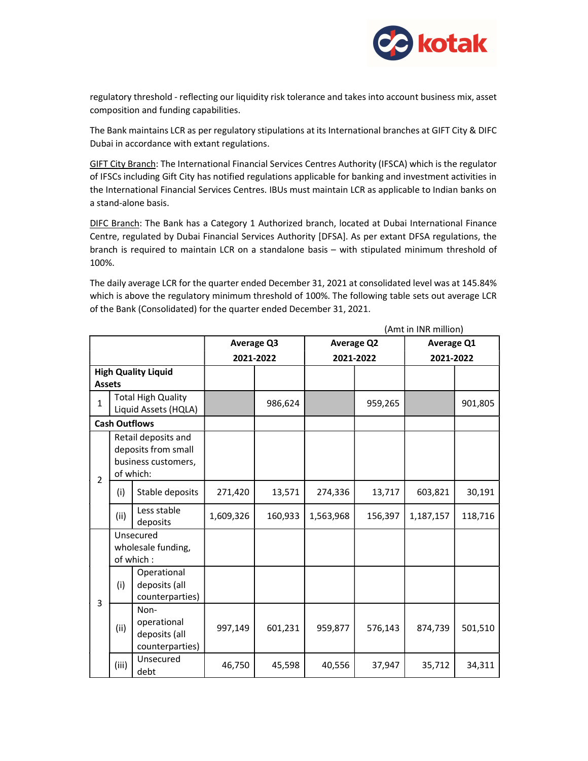regulatory threshold - reflecting our liquidity risk tolerance and takes into account business mix, asset composition and funding capabilities.

The Bank maintains LCR as per regulatory stipulations at its International branches at GIFT City & DIFC Dubai in accordance with extant regulations.

<u>GIFT City Branch</u>: The International Financial Services Centres Authority (IFSCA) which is the regulator of IFSCs including Gift City has notified regulations applicable for banking and investment activities in the International Financial Services Centres. IBUs must maintain LCR as applicable to Indian banks on a stand-alone basis.

<u>DIFC Branch</u>: The Bank has a Category 1 Authorized branch, located at Dubai International Finance Centre, regulated by Dubai Financial Services Authority [DFSA]. As per extant DFSA regulations, the branch is required to maintain LCR on a standalone basis – with stipulated minimum threshold of 100%.

The daily average LCR for the quarter ended December 31, 2021 at consolidated level was at 145.84% which is above the regulatory minimum threshold of 100%. The following table sets out average LCR of the Bank (Consolidated) for the quarter ended December 31, 2021.

(Amt in INR million)

| | | | Average Q3 2021-2022 | | Average Q2 2021-2022 | | Average Q1 2021-2022 | |
|---|---|---|---|---|---|---|---|---|
| **High Quality Liquid Assets** | | | | | | | | |
| 1 | Total High Quality Liquid Assets (HQLA) | | | 986,624 | | 959,265 | | 901,805 |
| **Cash Outflows** | | | | | | | | |
| 2 | Retail deposits and deposits from small business customers, of which: | | | | | | | |
| | (i) | Stable deposits | 271,420 | 13,571 | 274,336 | 13,717 | 603,821 | 30,191 |
| | (ii) | Less stable deposits | 1,609,326 | 160,933 | 1,563,968 | 156,397 | 1,187,157 | 118,716 |
| 3 | Unsecured wholesale funding, of which : | | | | | | | |
| | (i) | Operational deposits (all counterparties) | | | | | | |
| | (ii) | Non-operational deposits (all counterparties) | 997,149 | 601,231 | 959,877 | 576,143 | 874,739 | 501,510 |
| | (iii) | Unsecured debt | 46,750 | 45,598 | 40,556 | 37,947 | 35,712 | 34,311 |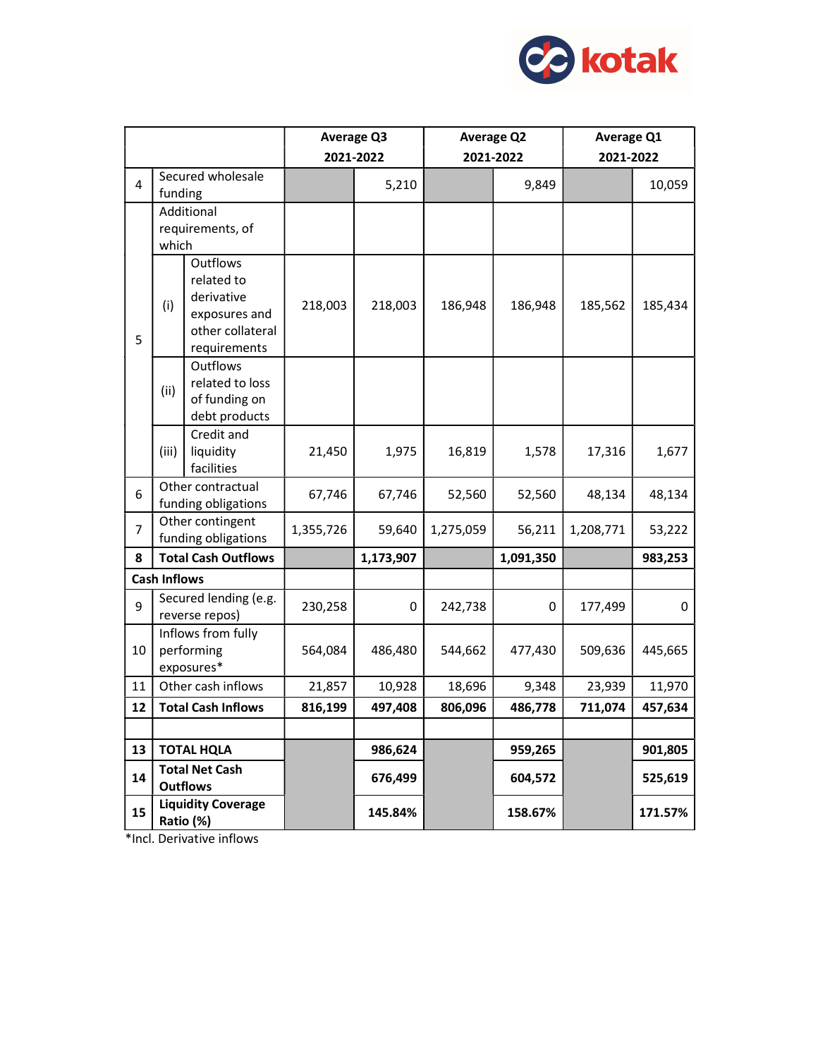| | | | Average Q3 2021-2022 | | Average Q2 2021-2022 | | Average Q1 2021-2022 | |
|---|---|---|---|---|---|---|---|---|
| 4 | Secured wholesale funding | | | 5,210 | | 9,849 | | 10,059 |
| 5 | Additional requirements, of which | | | | | | | |
| | (i) | Outflows related to derivative exposures and other collateral requirements | 218,003 | 218,003 | 186,948 | 186,948 | 185,562 | 185,434 |
| | (ii) | Outflows related to loss of funding on debt products | | | | | | |
| | (iii) | Credit and liquidity facilities | 21,450 | 1,975 | 16,819 | 1,578 | 17,316 | 1,677 |
| 6 | Other contractual funding obligations | | 67,746 | 67,746 | 52,560 | 52,560 | 48,134 | 48,134 |
| 7 | Other contingent funding obligations | | 1,355,726 | 59,640 | 1,275,059 | 56,211 | 1,208,771 | 53,222 |
| **8** | **Total Cash Outflows** | | | **1,173,907** | | **1,091,350** | | **983,253** |
| **Cash Inflows** | | | | | | | | |
| 9 | Secured lending (e.g. reverse repos) | | 230,258 | 0 | 242,738 | 0 | 177,499 | 0 |
| 10 | Inflows from fully performing exposures* | | 564,084 | 486,480 | 544,662 | 477,430 | 509,636 | 445,665 |
| 11 | Other cash inflows | | 21,857 | 10,928 | 18,696 | 9,348 | 23,939 | 11,970 |
| **12** | **Total Cash Inflows** | | **816,199** | **497,408** | **806,096** | **486,778** | **711,074** | **457,634** |
| | | | | | | | | |
| **13** | **TOTAL HQLA** | | | **986,624** | | **959,265** | | **901,805** |
| **14** | **Total Net Cash Outflows** | | | **676,499** | | **604,572** | | **525,619** |
| **15** | **Liquidity Coverage Ratio (%)** | | | **145.84%** | | **158.67%** | | **171.57%** |

*Incl. Derivative inflows